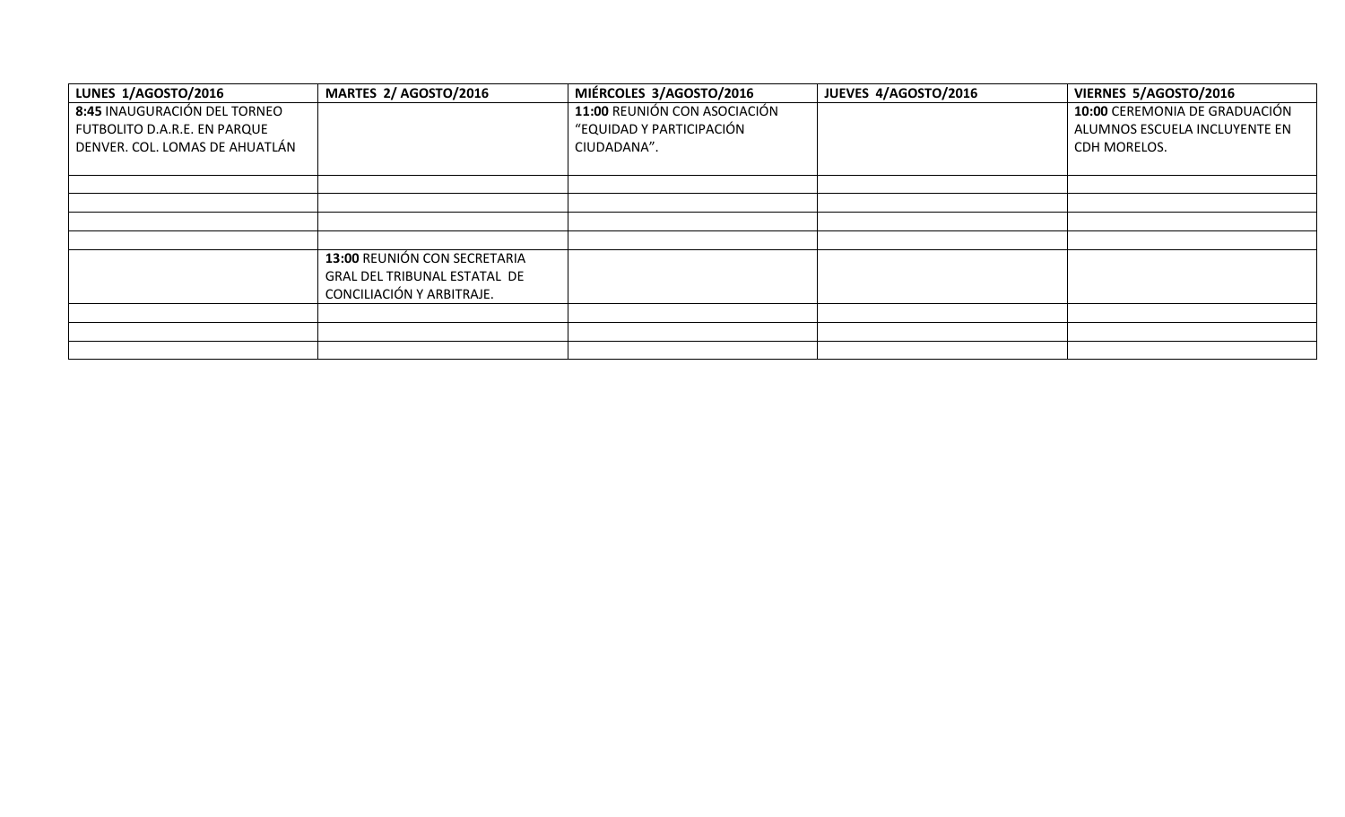| LUNES 1/AGOSTO/2016 | MARTES 2/ AGOSTO/2016 | MIÉRCOLES 3/AGOSTO/2016 | JUEVES 4/AGOSTO/2016 | VIERNES 5/AGOSTO/2016 |
| --- | --- | --- | --- | --- |
| **8:45** INAUGURACIÓN DEL TORNEO FUTBOLITO D.A.R.E. EN PARQUE DENVER. COL. LOMAS DE AHUATLÁN | | **11:00** REUNIÓN CON ASOCIACIÓN "EQUIDAD Y PARTICIPACIÓN CIUDADANA". | | **10:00** CEREMONIA DE GRADUACIÓN ALUMNOS ESCUELA INCLUYENTE EN CDH MORELOS. |
| | | | | |
| | | | | |
| | | | | |
| | | | | |
| | **13:00** REUNIÓN CON SECRETARIA GRAL DEL TRIBUNAL ESTATAL DE CONCILIACIÓN Y ARBITRAJE. | | | |
| | | | | |
| | | | | |
| | | | | |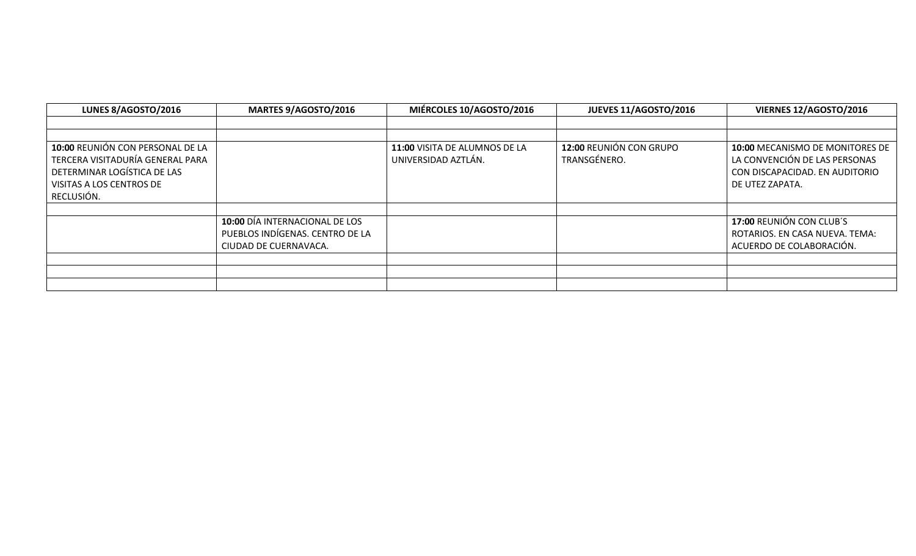| LUNES 8/AGOSTO/2016 | MARTES 9/AGOSTO/2016 | MIÉRCOLES 10/AGOSTO/2016 | JUEVES 11/AGOSTO/2016 | VIERNES 12/AGOSTO/2016 |
|---|---|---|---|---|
| | | | | |
| | | | | |
| **10:00** REUNIÓN CON PERSONAL DE LA TERCERA VISITADURÍA GENERAL PARA DETERMINAR LOGÍSTICA DE LAS VISITAS A LOS CENTROS DE RECLUSIÓN. | | **11:00** VISITA DE ALUMNOS DE LA UNIVERSIDAD AZTLÁN. | **12:00** REUNIÓN CON GRUPO TRANSGÉNERO. | **10:00** MECANISMO DE MONITORES DE LA CONVENCIÓN DE LAS PERSONAS CON DISCAPACIDAD. EN AUDITORIO DE UTEZ ZAPATA. |
| | | | | |
| | **10:00** DÍA INTERNACIONAL DE LOS PUEBLOS INDÍGENAS. CENTRO DE LA CIUDAD DE CUERNAVACA. | | | **17:00** REUNIÓN CON CLUB´S ROTARIOS. EN CASA NUEVA. TEMA: ACUERDO DE COLABORACIÓN. |
| | | | | |
| | | | | |
| | | | | |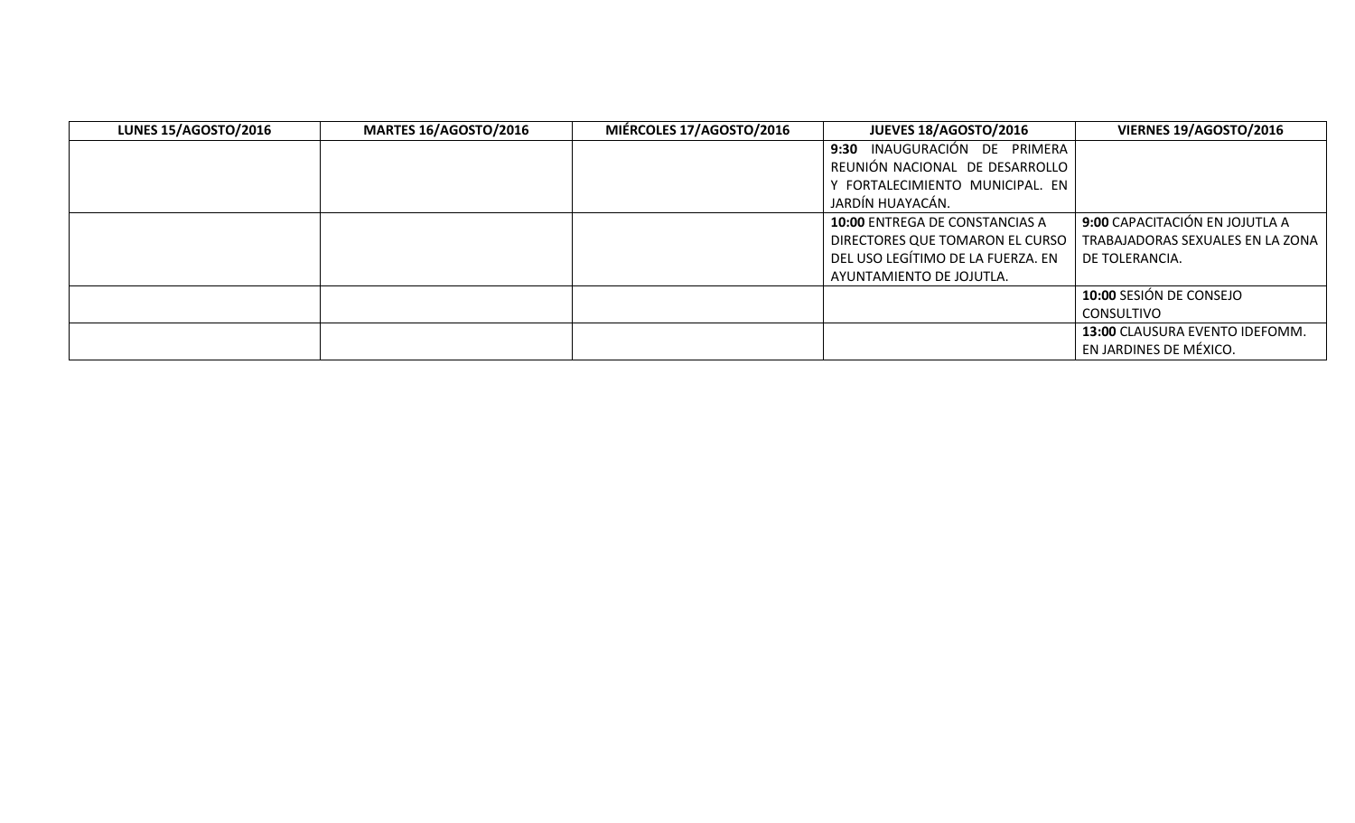| LUNES 15/AGOSTO/2016 | MARTES 16/AGOSTO/2016 | MIÉRCOLES 17/AGOSTO/2016 | JUEVES 18/AGOSTO/2016 | VIERNES 19/AGOSTO/2016 |
|---|---|---|---|---|
| | | | **9:30** INAUGURACIÓN DE PRIMERA REUNIÓN NACIONAL DE DESARROLLO Y FORTALECIMIENTO MUNICIPAL. EN JARDÍN HUAYACÁN. | |
| | | | **10:00** ENTREGA DE CONSTANCIAS A DIRECTORES QUE TOMARON EL CURSO DEL USO LEGÍTIMO DE LA FUERZA. EN AYUNTAMIENTO DE JOJUTLA. | **9:00** CAPACITACIÓN EN JOJUTLA A TRABAJADORAS SEXUALES EN LA ZONA DE TOLERANCIA. |
| | | | | **10:00** SESIÓN DE CONSEJO CONSULTIVO |
| | | | | **13:00** CLAUSURA EVENTO IDEFOMM. EN JARDINES DE MÉXICO. |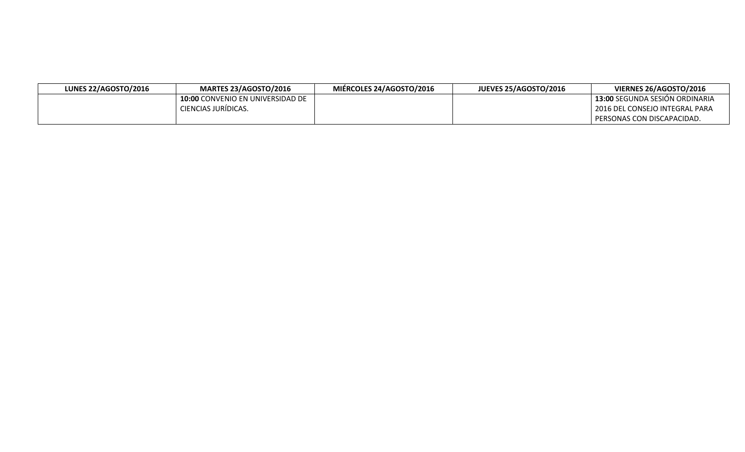| **LUNES 22/AGOSTO/2016** | **MARTES 23/AGOSTO/2016** | **MIÉRCOLES 24/AGOSTO/2016** | **JUEVES 25/AGOSTO/2016** | **VIERNES 26/AGOSTO/2016** |
|---|---|---|---|---|
| | **10:00** CONVENIO EN UNIVERSIDAD DE CIENCIAS JURÍDICAS. | | | **13:00** SEGUNDA SESIÓN ORDINARIA 2016 DEL CONSEJO INTEGRAL PARA PERSONAS CON DISCAPACIDAD. |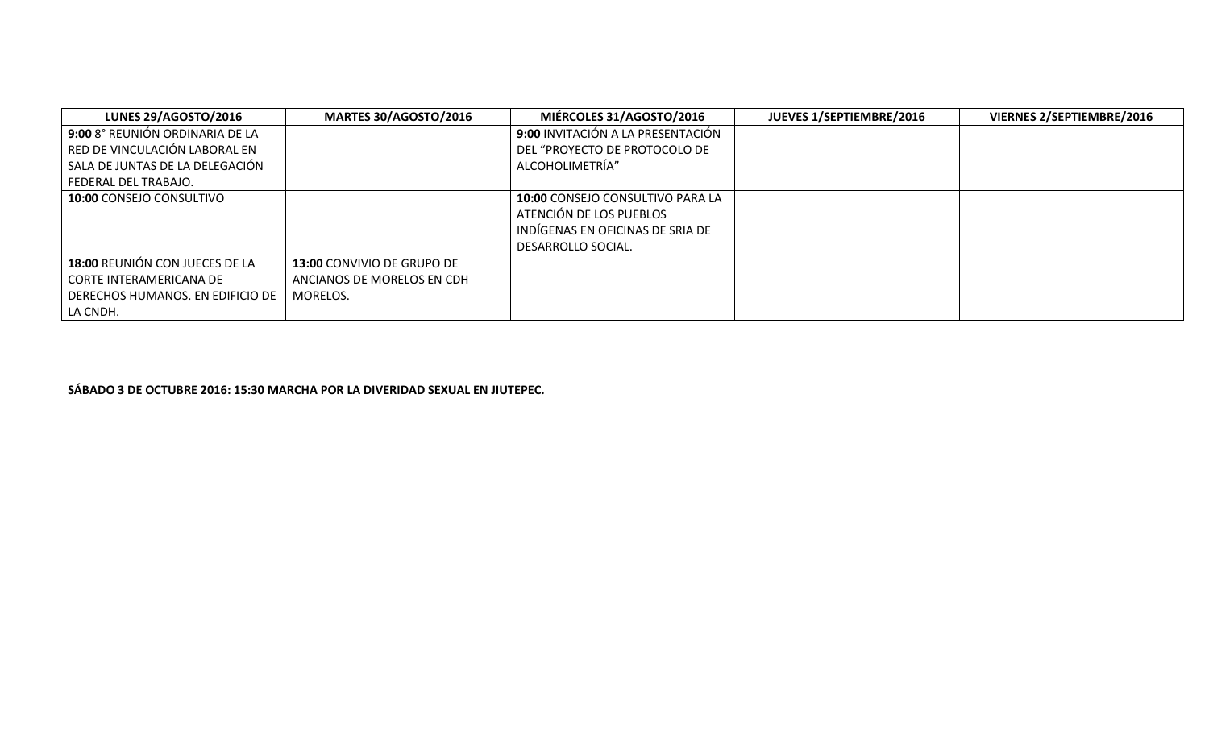| LUNES 29/AGOSTO/2016 | MARTES 30/AGOSTO/2016 | MIÉRCOLES 31/AGOSTO/2016 | JUEVES 1/SEPTIEMBRE/2016 | VIERNES 2/SEPTIEMBRE/2016 |
|---|---|---|---|---|
| **9:00** 8° REUNIÓN ORDINARIA DE LA RED DE VINCULACIÓN LABORAL EN SALA DE JUNTAS DE LA DELEGACIÓN FEDERAL DEL TRABAJO. | | **9:00** INVITACIÓN A LA PRESENTACIÓN DEL "PROYECTO DE PROTOCOLO DE ALCOHOLIMETRÍA" | | |
| **10:00** CONSEJO CONSULTIVO | | **10:00** CONSEJO CONSULTIVO PARA LA ATENCIÓN DE LOS PUEBLOS INDÍGENAS EN OFICINAS DE SRIA DE DESARROLLO SOCIAL. | | |
| **18:00** REUNIÓN CON JUECES DE LA CORTE INTERAMERICANA DE DERECHOS HUMANOS. EN EDIFICIO DE LA CNDH. | **13:00** CONVIVIO DE GRUPO DE ANCIANOS DE MORELOS EN CDH MORELOS. | | | |

**SÁBADO 3 DE OCTUBRE 2016: 15:30 MARCHA POR LA DIVERIDAD SEXUAL EN JIUTEPEC.**